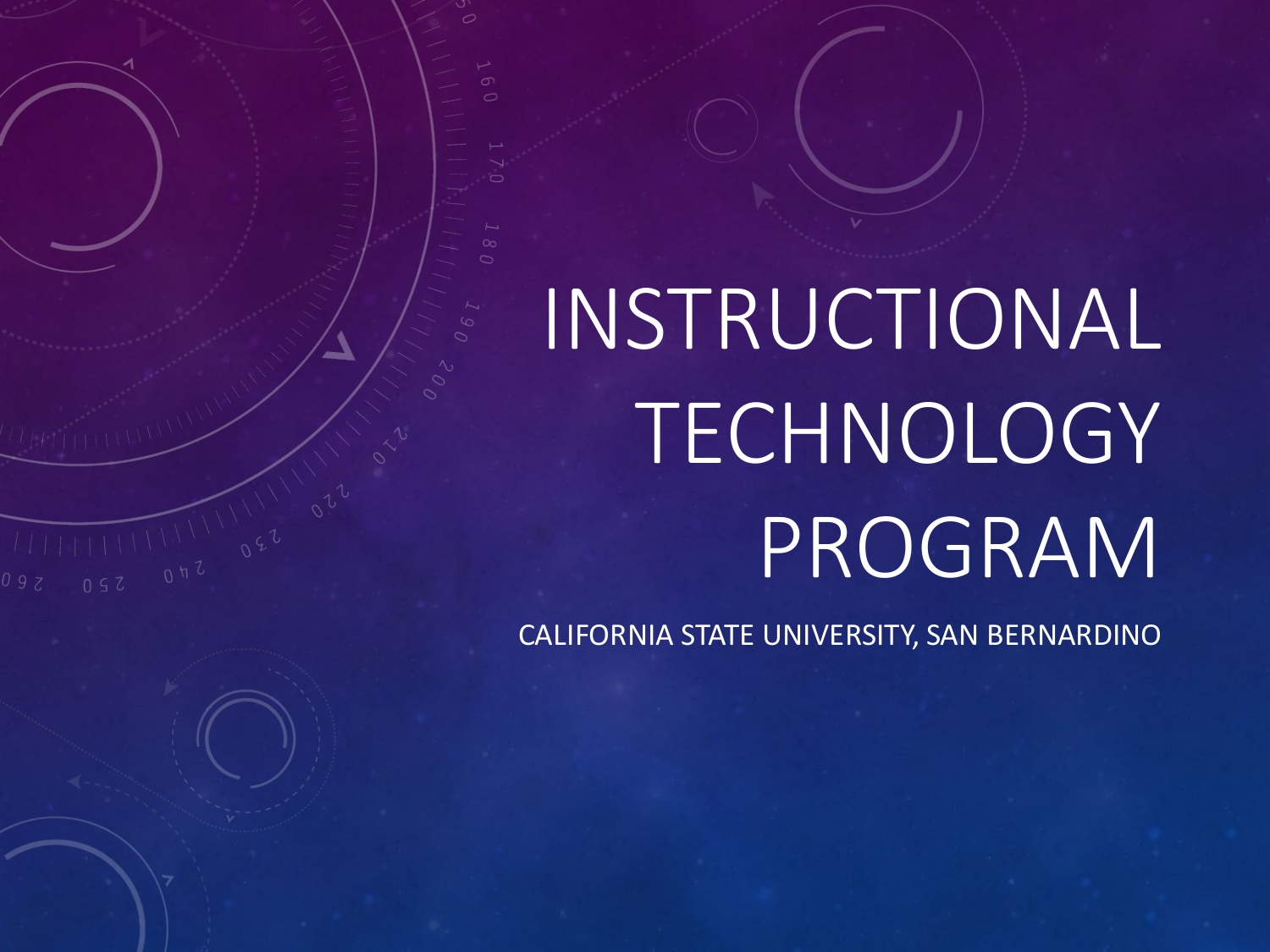# INSTRUCTIONAL TECHNOLOGY PROGRAM

CALIFORNIA STATE UNIVERSITY, SAN BERNARDINO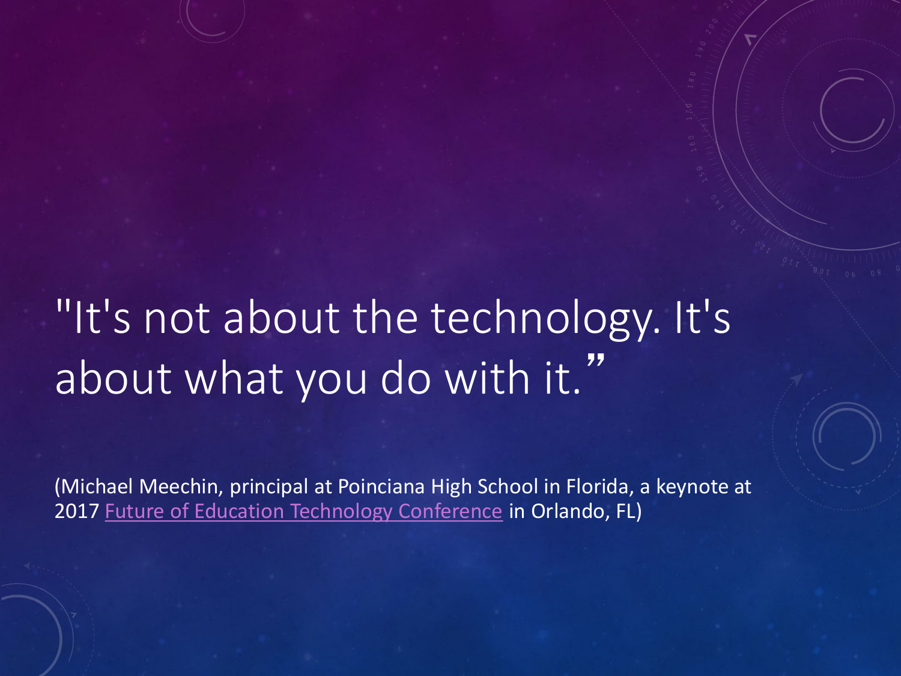"It's not about the technology. It's about what you do with it."

(Michael Meechin, principal at Poinciana High School in Florida, a keynote at 2017 Future of Education Technology Conference in Orlando, FL)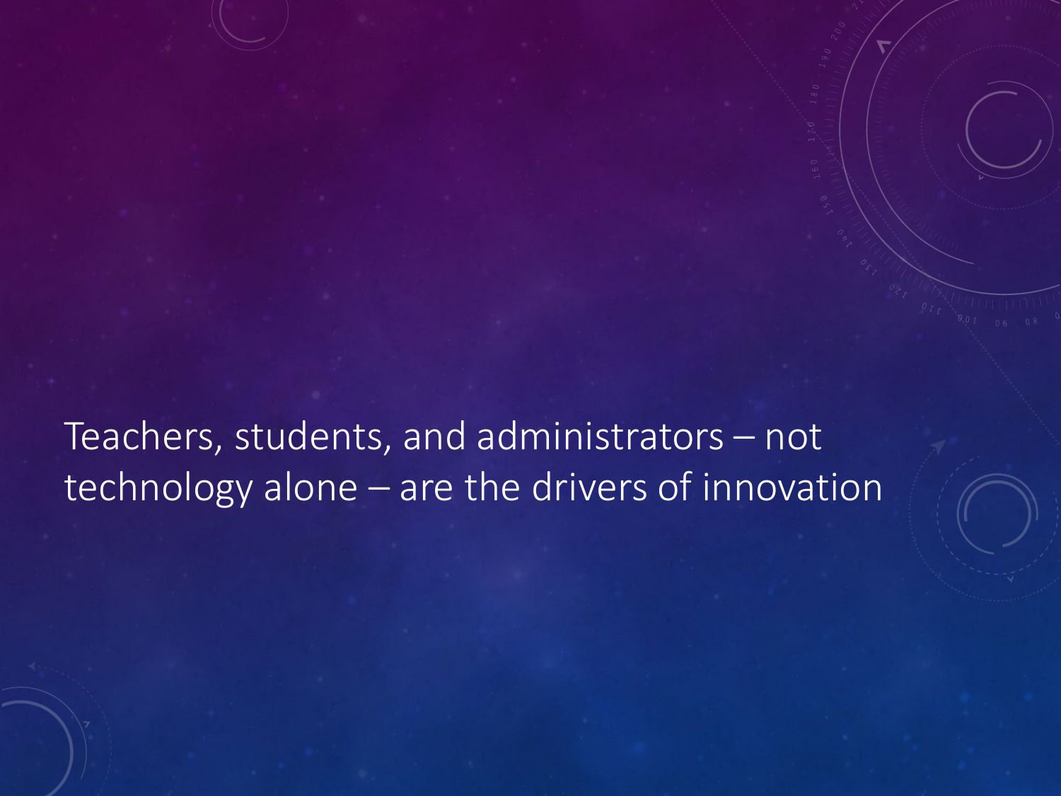Teachers, students, and administrators – not technology alone – are the drivers of innovation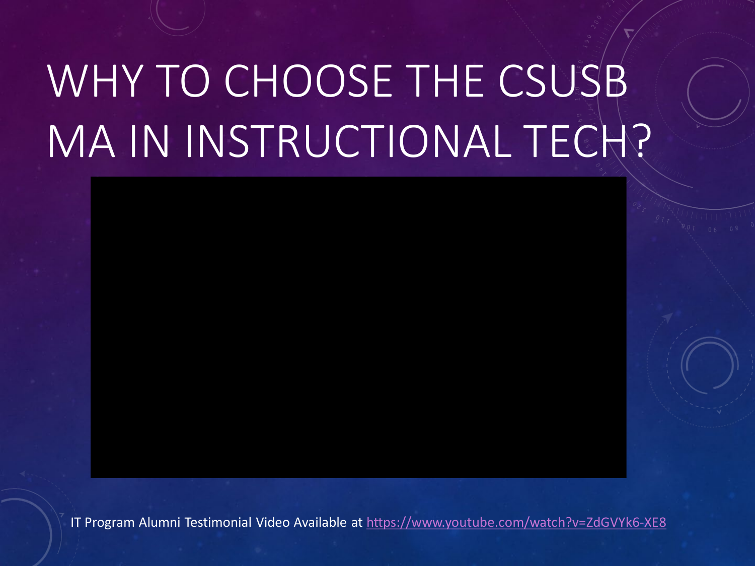# WHY TO CHOOSE THE CSUSB MA IN INSTRUCTIONAL TECH?

IT Program Alumni Testimonial Video Available at https://www.youtube.com/watch?v=ZdGVYk6-XE8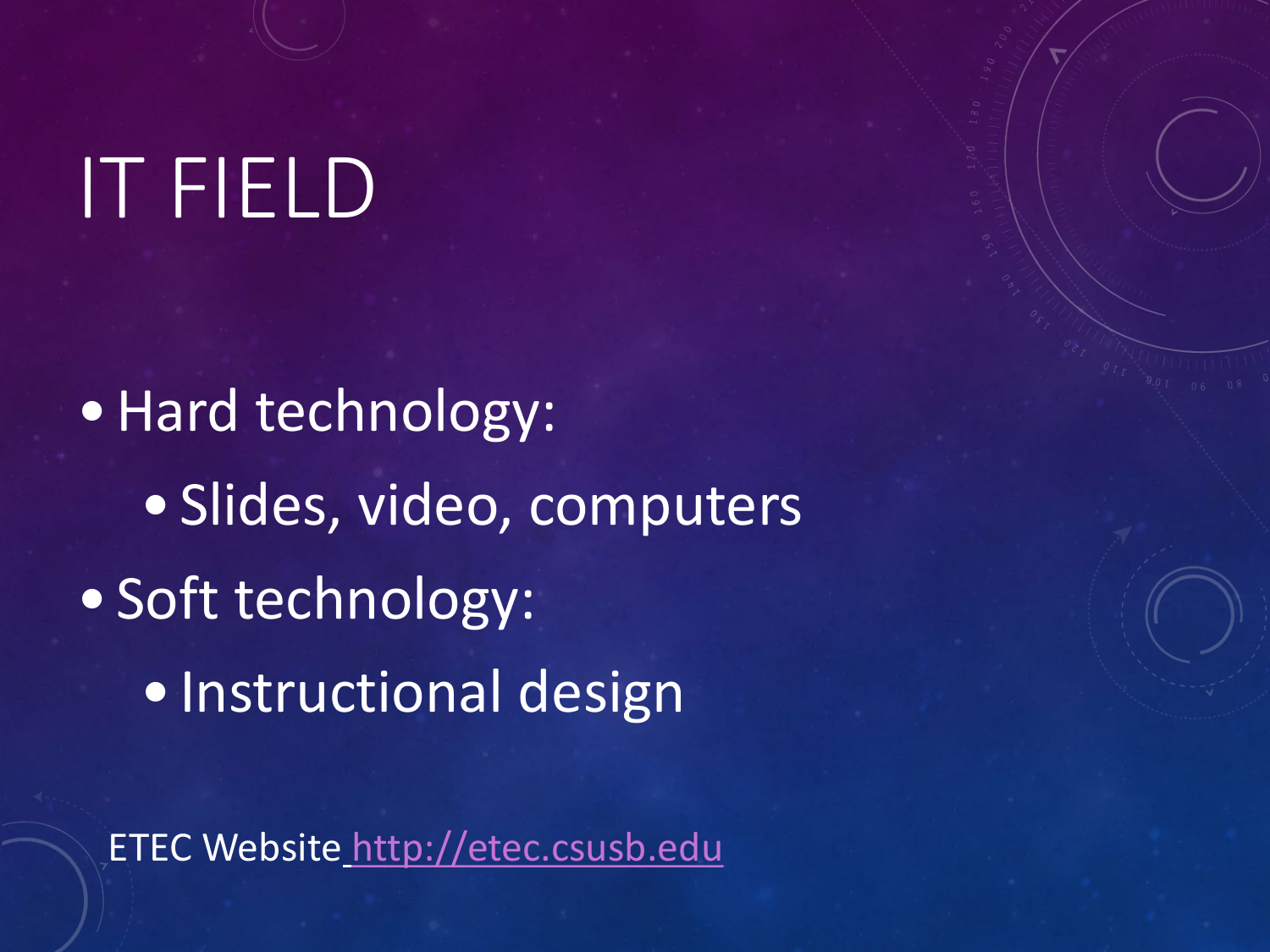# IT FIELD

- Hard technology:
  - Slides, video, computers
- Soft technology:
  - Instructional design

ETEC Website [http://etec.csusb.edu](http://etec.csusb.edu)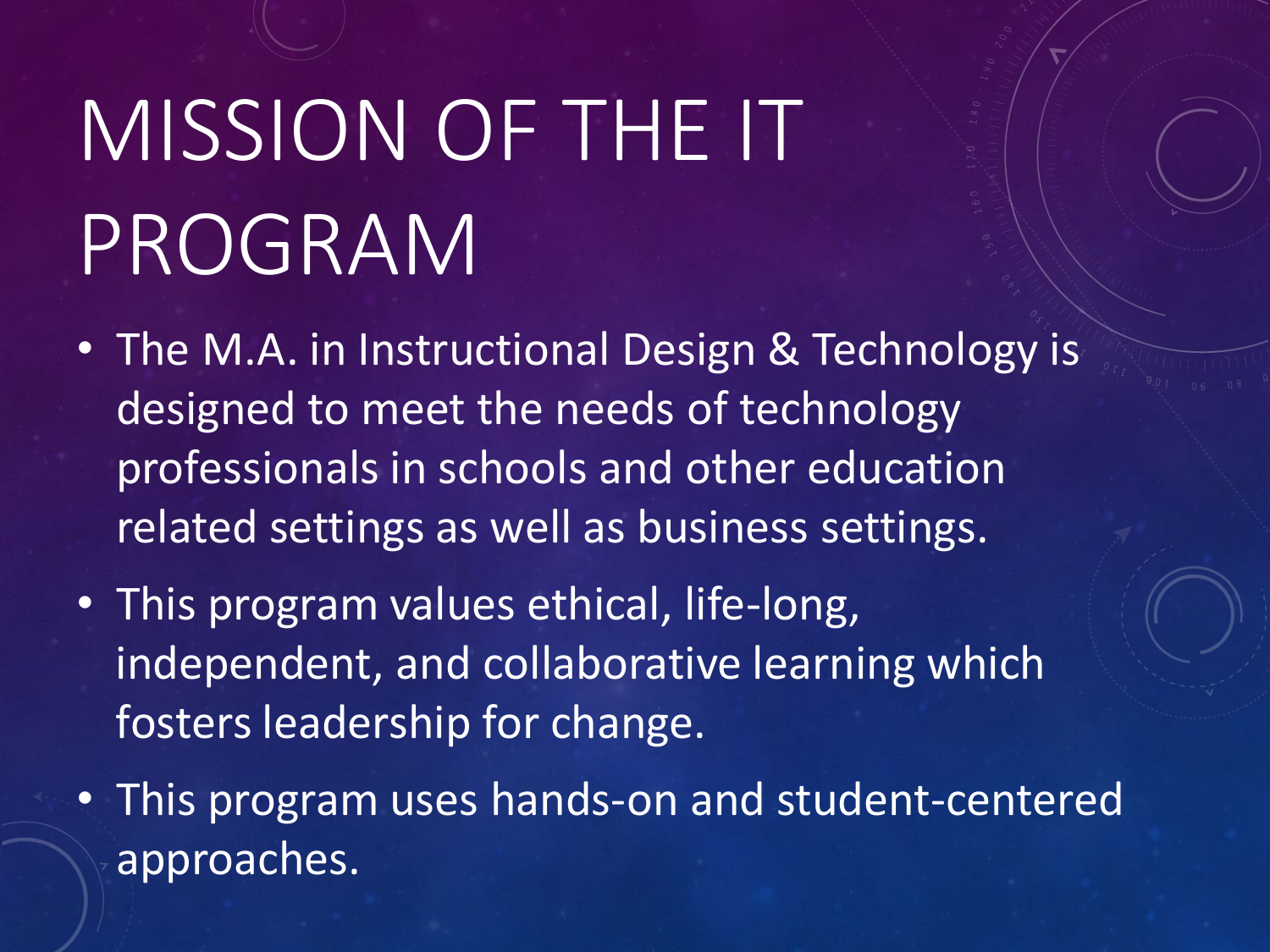# MISSION OF THE IT PROGRAM

- The M.A. in Instructional Design & Technology is designed to meet the needs of technology professionals in schools and other education related settings as well as business settings.
- This program values ethical, life-long, independent, and collaborative learning which fosters leadership for change.
- This program uses hands-on and student-centered approaches.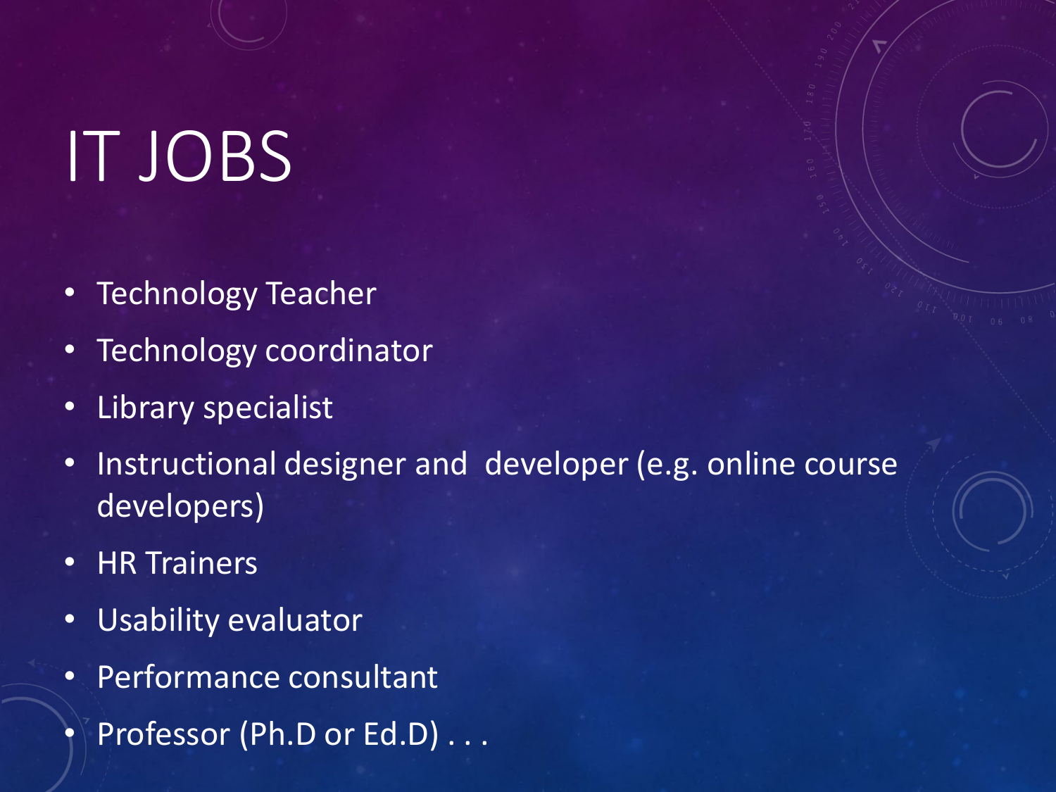# IT JOBS

- Technology Teacher
- Technology coordinator
- Library specialist
- Instructional designer and developer (e.g. online course developers)
- HR Trainers
- Usability evaluator
- Performance consultant
- Professor (Ph.D or Ed.D) . . .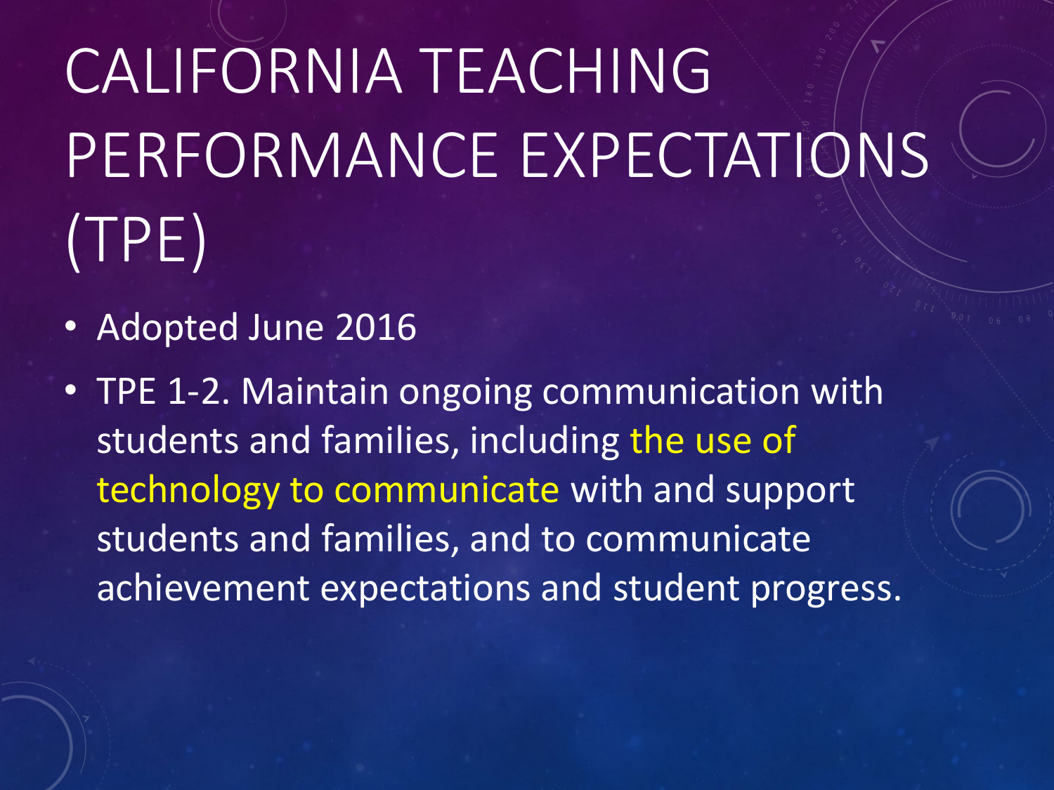# CALIFORNIA TEACHING PERFORMANCE EXPECTATIONS (TPE)

- Adopted June 2016
- TPE 1-2. Maintain ongoing communication with students and families, including the use of technology to communicate with and support students and families, and to communicate achievement expectations and student progress.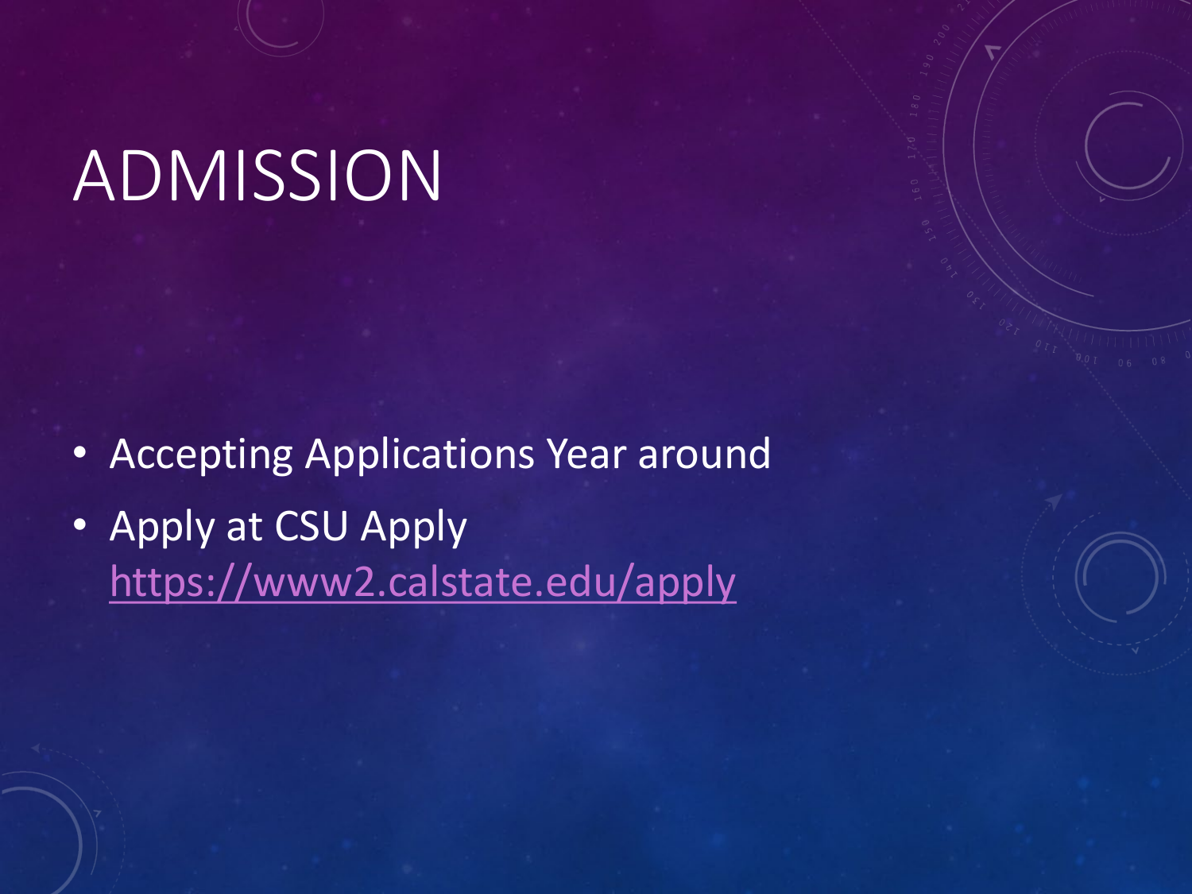# ADMISSION

- Accepting Applications Year around
- Apply at CSU Apply
  https://www2.calstate.edu/apply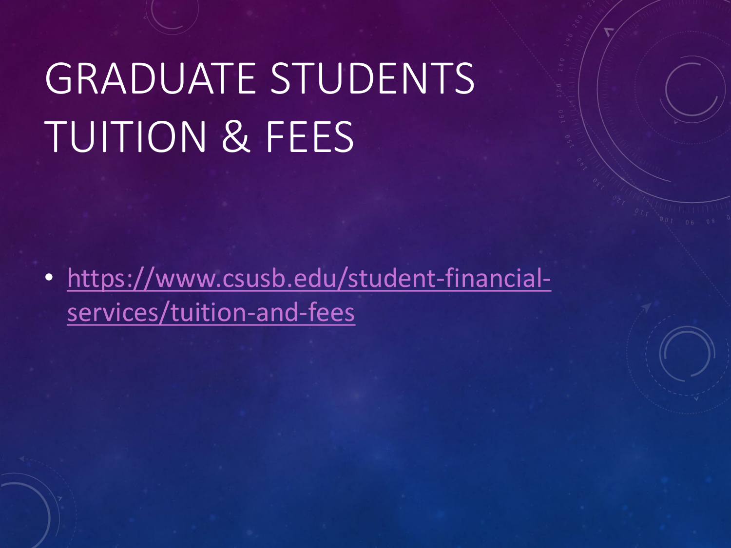# GRADUATE STUDENTS TUITION & FEES

- https://www.csusb.edu/student-financial-services/tuition-and-fees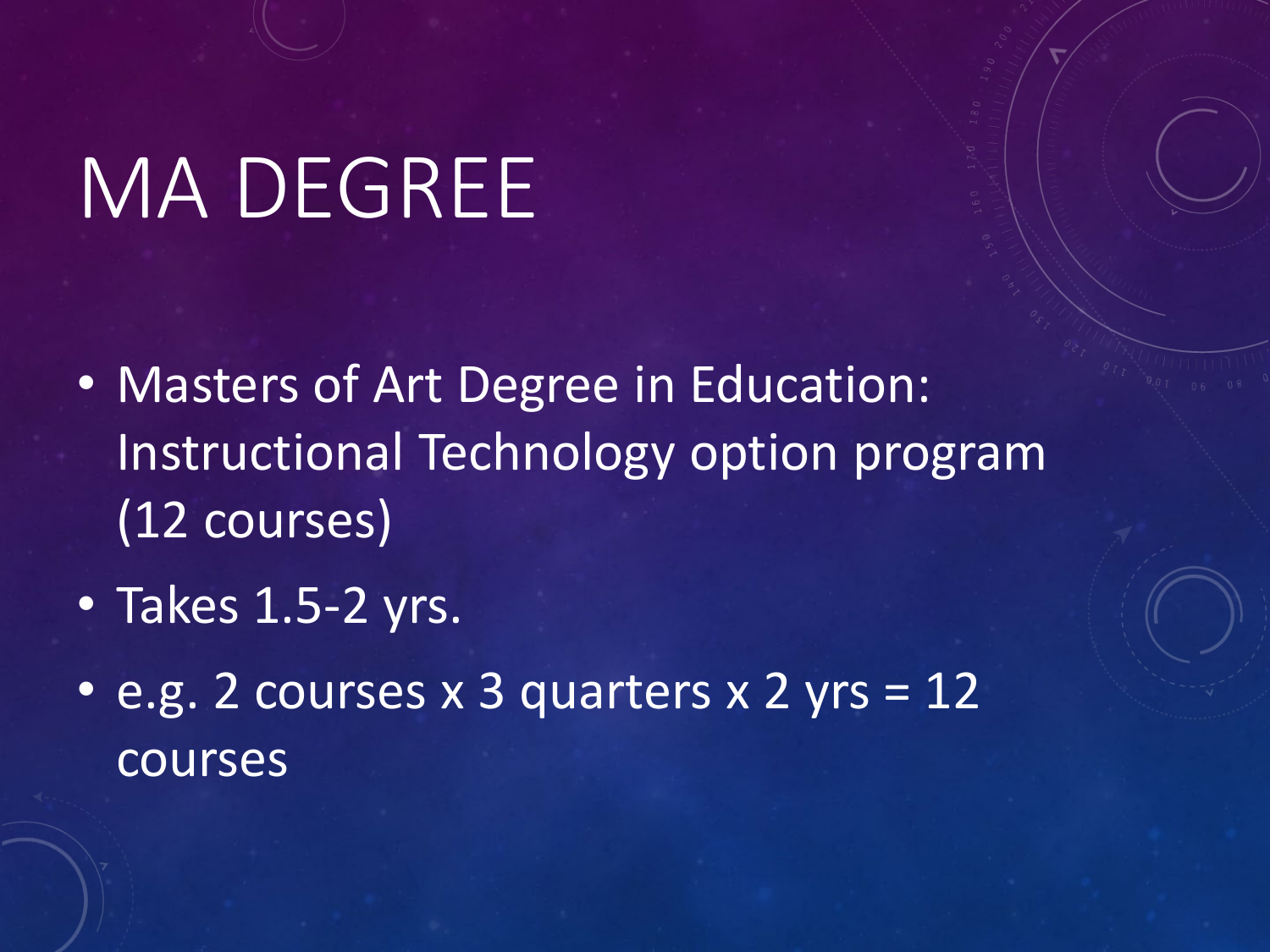# MA DEGREE

- Masters of Art Degree in Education: Instructional Technology option program (12 courses)
- Takes 1.5-2 yrs.
- e.g. 2 courses x 3 quarters x 2 yrs = 12 courses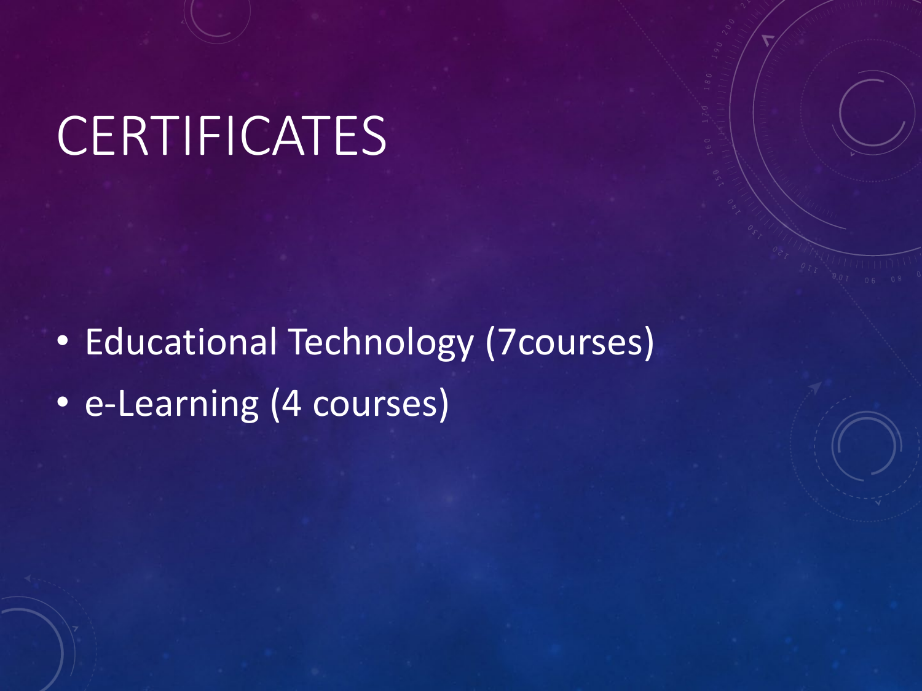# CERTIFICATES

- Educational Technology (7courses)
- e-Learning (4 courses)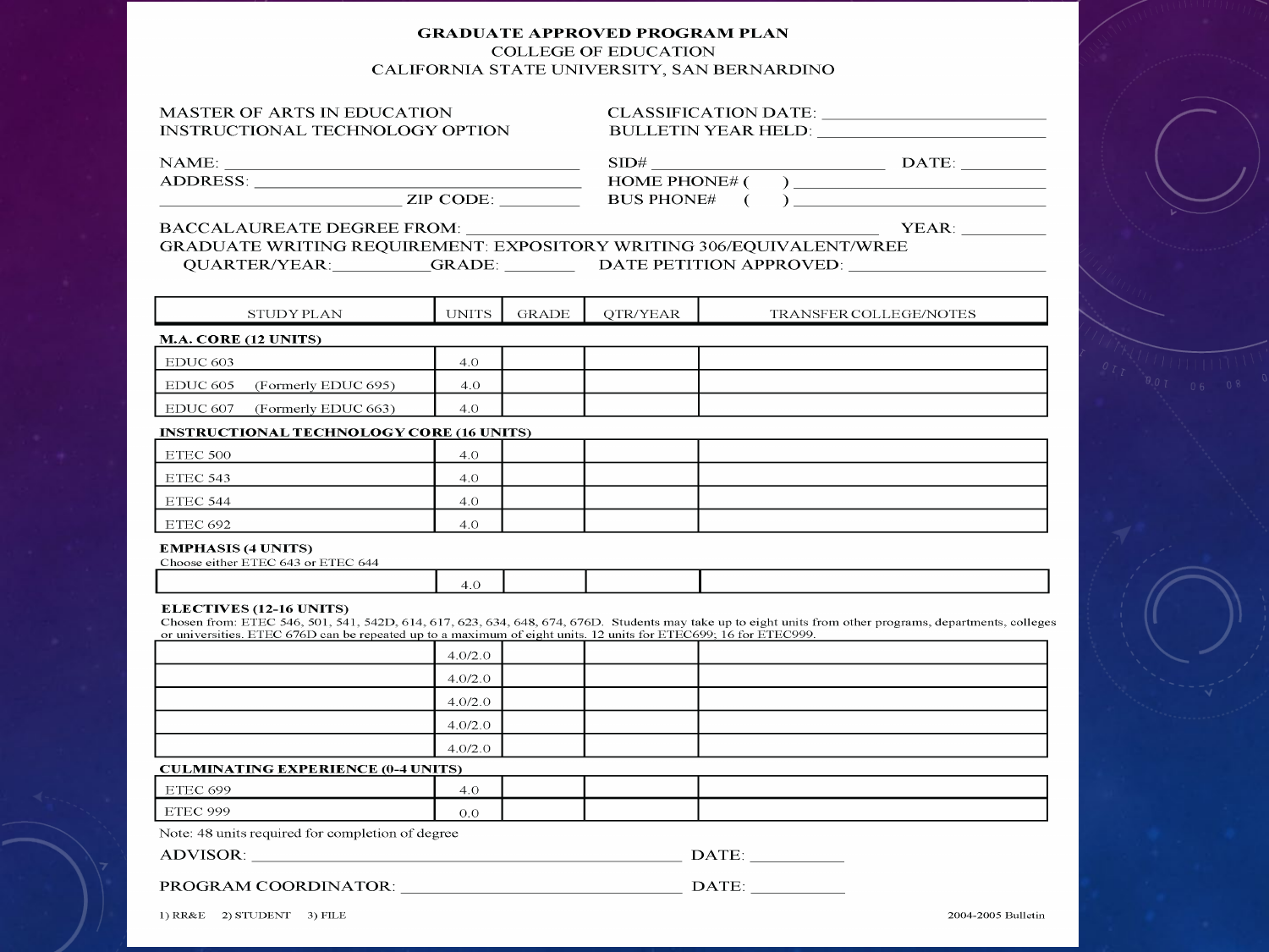# GRADUATE APPROVED PROGRAM PLAN

COLLEGE OF EDUCATION

CALIFORNIA STATE UNIVERSITY, SAN BERNARDINO

MASTER OF ARTS IN EDUCATION
INSTRUCTIONAL TECHNOLOGY OPTION

CLASSIFICATION DATE: ______________________
BULLETIN YEAR HELD: ______________________

NAME: ______________________________________ SID# ______________________ DATE: ________
ADDRESS: ______________________________________ HOME PHONE# (    ) ______________________
______________________ ZIP CODE: ________ BUS PHONE# (    ) ______________________

BACCALAUREATE DEGREE FROM: ______________________________________ YEAR: ________
GRADUATE WRITING REQUIREMENT: EXPOSITORY WRITING 306/EQUIVALENT/WREE
QUARTER/YEAR:__________GRADE: _______ DATE PETITION APPROVED: ______________________

| STUDY PLAN | UNITS | GRADE | QTR/YEAR | TRANSFER COLLEGE/NOTES |
|---|---|---|---|---|
| **M.A. CORE (12 UNITS)** | | | | |
| EDUC 603 | 4.0 | | | |
| EDUC 605 (Formerly EDUC 695) | 4.0 | | | |
| EDUC 607 (Formerly EDUC 663) | 4.0 | | | |
| **INSTRUCTIONAL TECHNOLOGY CORE (16 UNITS)** | | | | |
| ETEC 500 | 4.0 | | | |
| ETEC 543 | 4.0 | | | |
| ETEC 544 | 4.0 | | | |
| ETEC 692 | 4.0 | | | |
| **EMPHASIS (4 UNITS)** Choose either ETEC 643 or ETEC 644 | | | | |
| | 4.0 | | | |
| **ELECTIVES (12-16 UNITS)** Chosen from: ETEC 546, 501, 541, 542D, 614, 617, 623, 634, 648, 674, 676D. Students may take up to eight units from other programs, departments, colleges or universities. ETEC 676D can be repeated up to a maximum of eight units. 12 units for ETEC699; 16 for ETEC999. | | | | |
| | 4.0/2.0 | | | |
| | 4.0/2.0 | | | |
| | 4.0/2.0 | | | |
| | 4.0/2.0 | | | |
| | 4.0/2.0 | | | |
| **CULMINATING EXPERIENCE (0-4 UNITS)** | | | | |
| ETEC 699 | 4.0 | | | |
| ETEC 999 | 0.0 | | | |

Note: 48 units required for completion of degree

ADVISOR: ______________________________________ DATE: __________

PROGRAM COORDINATOR: ______________________________ DATE: __________

1) RR&E 2) STUDENT 3) FILE

2004-2005 Bulletin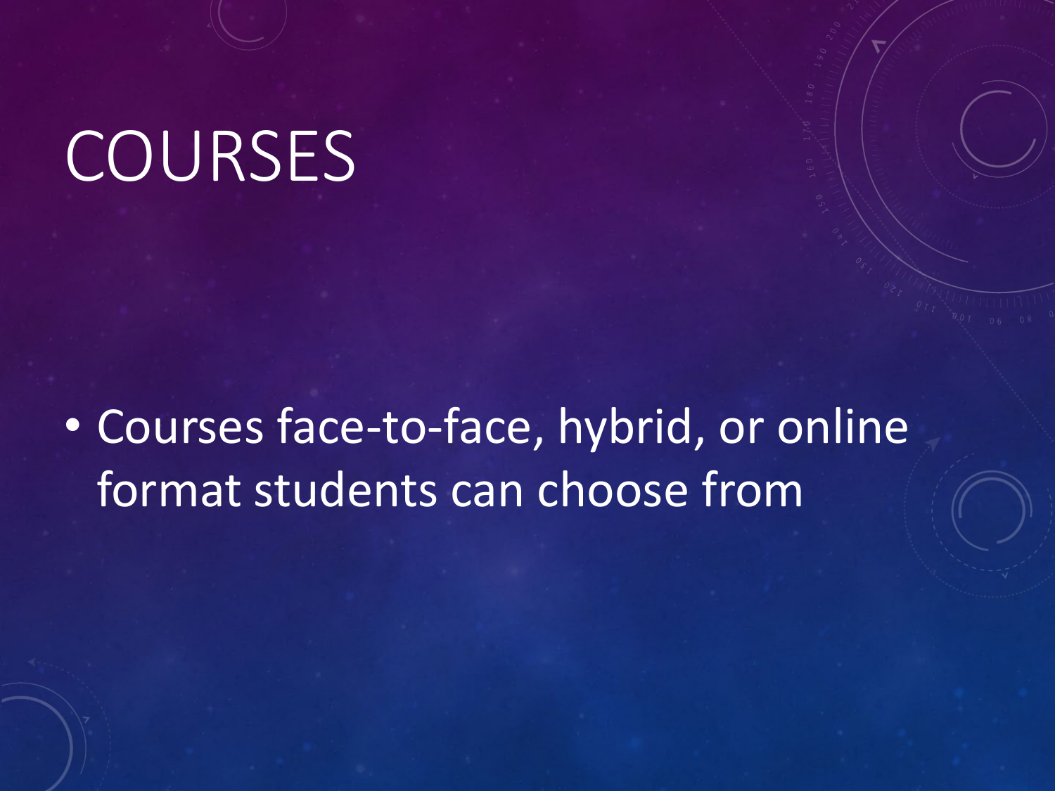# COURSES

- Courses face-to-face, hybrid, or online format students can choose from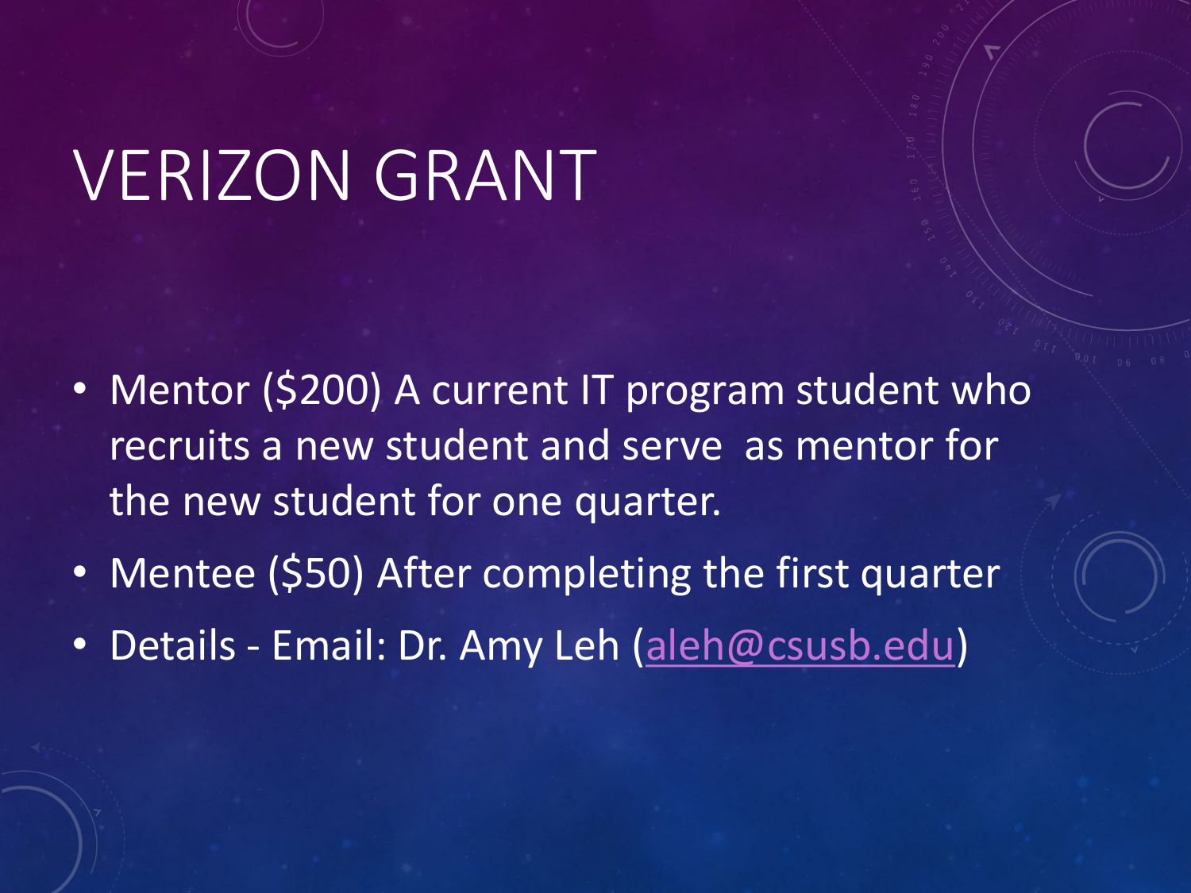# VERIZON GRANT

- Mentor ($200) A current IT program student who recruits a new student and serve  as mentor for the new student for one quarter.
- Mentee ($50) After completing the first quarter
- Details - Email: Dr. Amy Leh (aleh@csusb.edu)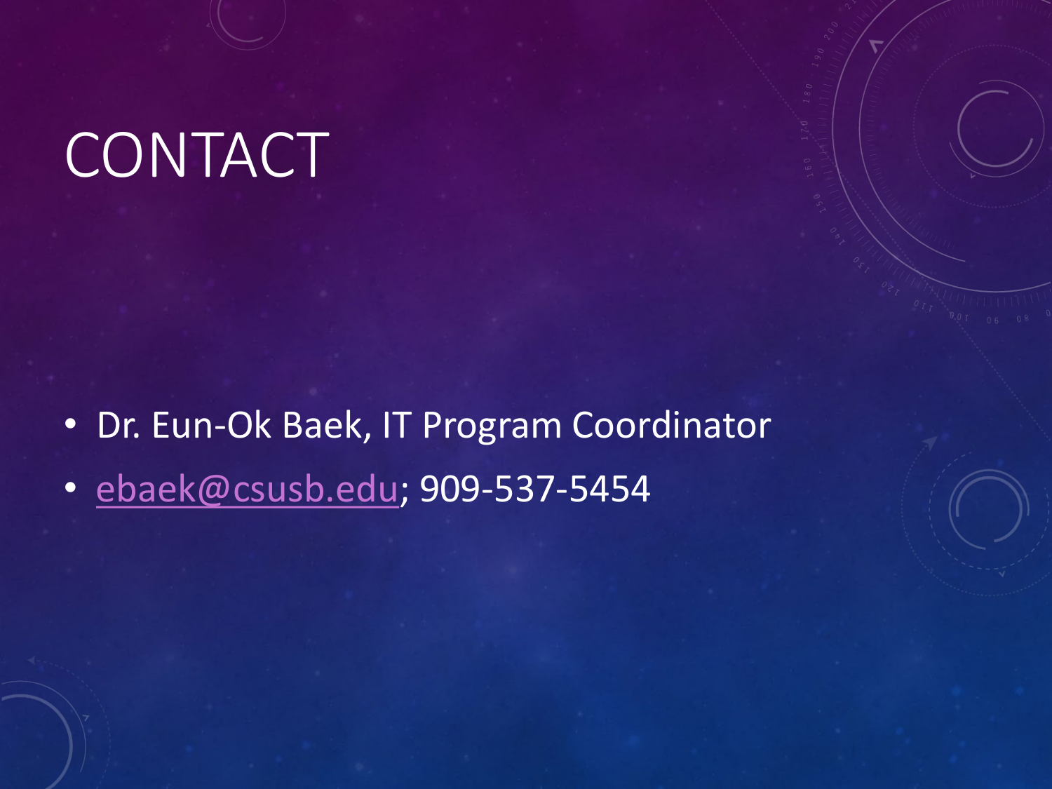# CONTACT

- Dr. Eun-Ok Baek, IT Program Coordinator
- ebaek@csusb.edu; 909-537-5454